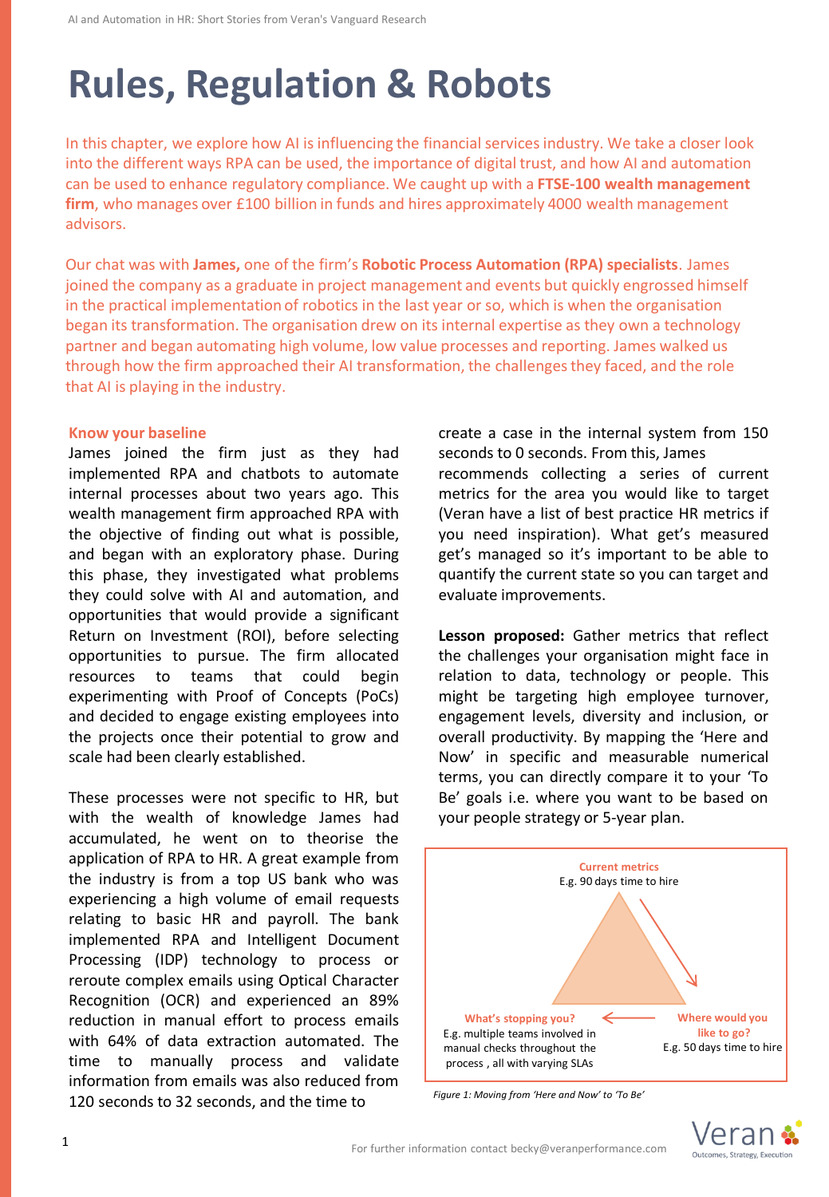# Rules, Regulation & Robots

In this chapter, we explore how AI is influencing the financial services industry. We take a closer look into the different ways RPA can be used, the importance of digital trust, and how AI and automation can be used to enhance regulatory compliance. We caught up with a **FTSE-100 wealth management firm**, who manages over £100 billion in funds and hires approximately 4000 wealth management advisors.

Our chat was with **James,** one of the firm's **Robotic Process Automation (RPA) specialists**. James joined the company as a graduate in project management and events but quickly engrossed himself in the practical implementation of robotics in the last year or so, which is when the organisation began its transformation. The organisation drew on its internal expertise as they own a technology partner and began automating high volume, low value processes and reporting. James walked us through how the firm approached their AI transformation, the challenges they faced, and the role that AI is playing in the industry.

## Know your baseline

James joined the firm just as they had implemented RPA and chatbots to automate internal processes about two years ago. This wealth management firm approached RPA with the objective of finding out what is possible, and began with an exploratory phase. During this phase, they investigated what problems they could solve with AI and automation, and opportunities that would provide a significant Return on Investment (ROI), before selecting opportunities to pursue. The firm allocated resources to teams that could begin experimenting with Proof of Concepts (PoCs) and decided to engage existing employees into the projects once their potential to grow and scale had been clearly established.

These processes were not specific to HR, but with the wealth of knowledge James had accumulated, he went on to theorise the application of RPA to HR. A great example from the industry is from a top US bank who was experiencing a high volume of email requests relating to basic HR and payroll. The bank implemented RPA and Intelligent Document Processing (IDP) technology to process or reroute complex emails using Optical Character Recognition (OCR) and experienced an 89% reduction in manual effort to process emails with 64% of data extraction automated. The time to manually process and validate information from emails was also reduced from 120 seconds to 32 seconds, and the time to create a case in the internal system from 150 seconds to 0 seconds. From this, James recommends collecting a series of current metrics for the area you would like to target (Veran have a list of best practice HR metrics if you need inspiration). What get's measured get's managed so it's important to be able to quantify the current state so you can target and evaluate improvements.

**Lesson proposed:** Gather metrics that reflect the challenges your organisation might face in relation to data, technology or people. This might be targeting high employee turnover, engagement levels, diversity and inclusion, or overall productivity. By mapping the 'Here and Now' in specific and measurable numerical terms, you can directly compare it to your 'To Be' goals i.e. where you want to be based on your people strategy or 5-year plan.

**Current metrics**
E.g. 90 days time to hire

**Where would you like to go?**
E.g. 50 days time to hire

**What's stopping you?**
E.g. multiple teams involved in manual checks throughout the process , all with varying SLAs

*Figure 1: Moving from 'Here and Now' to 'To Be'*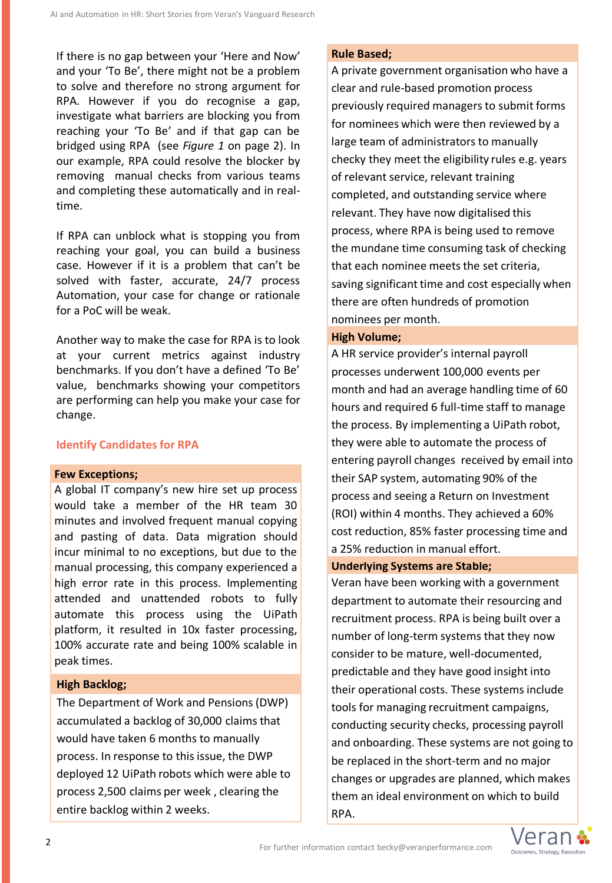If there is no gap between your 'Here and Now' and your 'To Be', there might not be a problem to solve and therefore no strong argument for RPA. However if you do recognise a gap, investigate what barriers are blocking you from reaching your 'To Be' and if that gap can be bridged using RPA (see *Figure 1* on page 2). In our example, RPA could resolve the blocker by removing manual checks from various teams and completing these automatically and in real-time.

If RPA can unblock what is stopping you from reaching your goal, you can build a business case. However if it is a problem that can't be solved with faster, accurate, 24/7 process Automation, your case for change or rationale for a PoC will be weak.

Another way to make the case for RPA is to look at your current metrics against industry benchmarks. If you don't have a defined 'To Be' value, benchmarks showing your competitors are performing can help you make your case for change.

## Identify Candidates for RPA

**Few Exceptions;**

A global IT company's new hire set up process would take a member of the HR team 30 minutes and involved frequent manual copying and pasting of data. Data migration should incur minimal to no exceptions, but due to the manual processing, this company experienced a high error rate in this process. Implementing attended and unattended robots to fully automate this process using the UiPath platform, it resulted in 10x faster processing, 100% accurate rate and being 100% scalable in peak times.

**High Backlog;**

The Department of Work and Pensions (DWP) accumulated a backlog of 30,000 claims that would have taken 6 months to manually process. In response to this issue, the DWP deployed 12 UiPath robots which were able to process 2,500 claims per week , clearing the entire backlog within 2 weeks.

**Rule Based;**

A private government organisation who have a clear and rule-based promotion process previously required managers to submit forms for nominees which were then reviewed by a large team of administrators to manually checky they meet the eligibility rules e.g. years of relevant service, relevant training completed, and outstanding service where relevant. They have now digitalised this process, where RPA is being used to remove the mundane time consuming task of checking that each nominee meets the set criteria, saving significant time and cost especially when there are often hundreds of promotion nominees per month.

**High Volume;**

A HR service provider's internal payroll processes underwent 100,000 events per month and had an average handling time of 60 hours and required 6 full-time staff to manage the process. By implementing a UiPath robot, they were able to automate the process of entering payroll changes received by email into their SAP system, automating 90% of the process and seeing a Return on Investment (ROI) within 4 months. They achieved a 60% cost reduction, 85% faster processing time and a 25% reduction in manual effort.

**Underlying Systems are Stable;**

Veran have been working with a government department to automate their resourcing and recruitment process. RPA is being built over a number of long-term systems that they now consider to be mature, well-documented, predictable and they have good insight into their operational costs. These systems include tools for managing recruitment campaigns, conducting security checks, processing payroll and onboarding. These systems are not going to be replaced in the short-term and no major changes or upgrades are planned, which makes them an ideal environment on which to build RPA.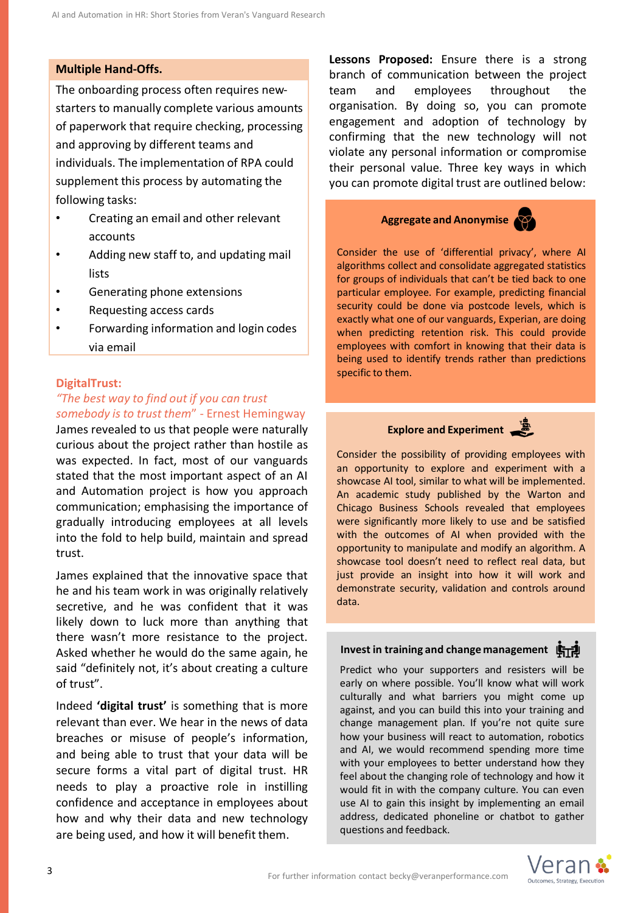**Multiple Hand-Offs.**

The onboarding process often requires new-starters to manually complete various amounts of paperwork that require checking, processing and approving by different teams and individuals. The implementation of RPA could supplement this process by automating the following tasks:

- Creating an email and other relevant accounts
- Adding new staff to, and updating mail lists
- Generating phone extensions
- Requesting access cards
- Forwarding information and login codes via email

## DigitalTrust:

*"The best way to find out if you can trust somebody is to trust them"* - Ernest Hemingway

James revealed to us that people were naturally curious about the project rather than hostile as was expected. In fact, most of our vanguards stated that the most important aspect of an AI and Automation project is how you approach communication; emphasising the importance of gradually introducing employees at all levels into the fold to help build, maintain and spread trust.

James explained that the innovative space that he and his team work in was originally relatively secretive, and he was confident that it was likely down to luck more than anything that there wasn't more resistance to the project. Asked whether he would do the same again, he said "definitely not, it's about creating a culture of trust".

Indeed **'digital trust'** is something that is more relevant than ever. We hear in the news of data breaches or misuse of people's information, and being able to trust that your data will be secure forms a vital part of digital trust. HR needs to play a proactive role in instilling confidence and acceptance in employees about how and why their data and new technology are being used, and how it will benefit them.

**Lessons Proposed:** Ensure there is a strong branch of communication between the project team and employees throughout the organisation. By doing so, you can promote engagement and adoption of technology by confirming that the new technology will not violate any personal information or compromise their personal value. Three key ways in which you can promote digital trust are outlined below:

### Aggregate and Anonymise

Consider the use of 'differential privacy', where AI algorithms collect and consolidate aggregated statistics for groups of individuals that can't be tied back to one particular employee. For example, predicting financial security could be done via postcode levels, which is exactly what one of our vanguards, Experian, are doing when predicting retention risk. This could provide employees with comfort in knowing that their data is being used to identify trends rather than predictions specific to them.

### Explore and Experiment

Consider the possibility of providing employees with an opportunity to explore and experiment with a showcase AI tool, similar to what will be implemented. An academic study published by the Warton and Chicago Business Schools revealed that employees were significantly more likely to use and be satisfied with the outcomes of AI when provided with the opportunity to manipulate and modify an algorithm. A showcase tool doesn't need to reflect real data, but just provide an insight into how it will work and demonstrate security, validation and controls around data.

### Invest in training and change management

Predict who your supporters and resisters will be early on where possible. You'll know what will work culturally and what barriers you might come up against, and you can build this into your training and change management plan. If you're not quite sure how your business will react to automation, robotics and AI, we would recommend spending more time with your employees to better understand how they feel about the changing role of technology and how it would fit in with the company culture. You can even use AI to gain this insight by implementing an email address, dedicated phoneline or chatbot to gather questions and feedback.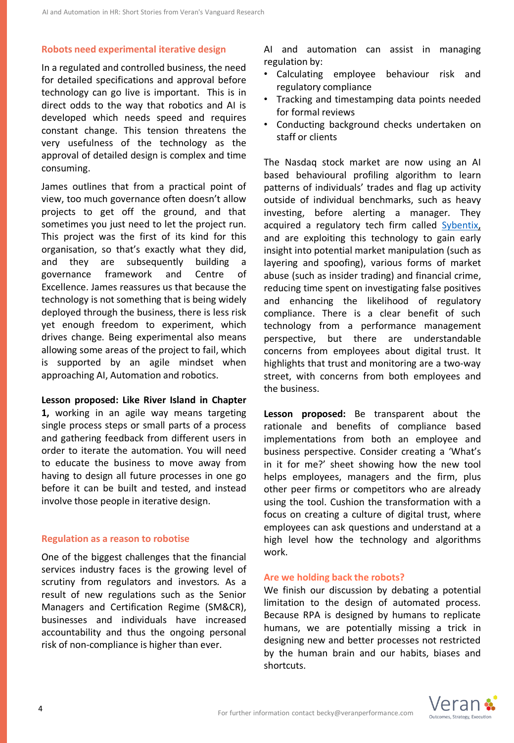### Robots need experimental iterative design

In a regulated and controlled business, the need for detailed specifications and approval before technology can go live is important. This is in direct odds to the way that robotics and AI is developed which needs speed and requires constant change. This tension threatens the very usefulness of the technology as the approval of detailed design is complex and time consuming.

James outlines that from a practical point of view, too much governance often doesn't allow projects to get off the ground, and that sometimes you just need to let the project run. This project was the first of its kind for this organisation, so that's exactly what they did, and they are subsequently building a governance framework and Centre of Excellence. James reassures us that because the technology is not something that is being widely deployed through the business, there is less risk yet enough freedom to experiment, which drives change. Being experimental also means allowing some areas of the project to fail, which is supported by an agile mindset when approaching AI, Automation and robotics.

**Lesson proposed: Like River Island in Chapter 1,** working in an agile way means targeting single process steps or small parts of a process and gathering feedback from different users in order to iterate the automation. You will need to educate the business to move away from having to design all future processes in one go before it can be built and tested, and instead involve those people in iterative design.

### Regulation as a reason to robotise

One of the biggest challenges that the financial services industry faces is the growing level of scrutiny from regulators and investors. As a result of new regulations such as the Senior Managers and Certification Regime (SM&CR), businesses and individuals have increased accountability and thus the ongoing personal risk of non-compliance is higher than ever.

AI and automation can assist in managing regulation by:

- Calculating employee behaviour risk and regulatory compliance
- Tracking and timestamping data points needed for formal reviews
- Conducting background checks undertaken on staff or clients

The Nasdaq stock market are now using an AI based behavioural profiling algorithm to learn patterns of individuals' trades and flag up activity outside of individual benchmarks, such as heavy investing, before alerting a manager. They acquired a regulatory tech firm called [Sybentix](), and are exploiting this technology to gain early insight into potential market manipulation (such as layering and spoofing), various forms of market abuse (such as insider trading) and financial crime, reducing time spent on investigating false positives and enhancing the likelihood of regulatory compliance. There is a clear benefit of such technology from a performance management perspective, but there are understandable concerns from employees about digital trust. It highlights that trust and monitoring are a two-way street, with concerns from both employees and the business.

**Lesson proposed:** Be transparent about the rationale and benefits of compliance based implementations from both an employee and business perspective. Consider creating a 'What's in it for me?' sheet showing how the new tool helps employees, managers and the firm, plus other peer firms or competitors who are already using the tool. Cushion the transformation with a focus on creating a culture of digital trust, where employees can ask questions and understand at a high level how the technology and algorithms work.

### Are we holding back the robots?

We finish our discussion by debating a potential limitation to the design of automated process. Because RPA is designed by humans to replicate humans, we are potentially missing a trick in designing new and better processes not restricted by the human brain and our habits, biases and shortcuts.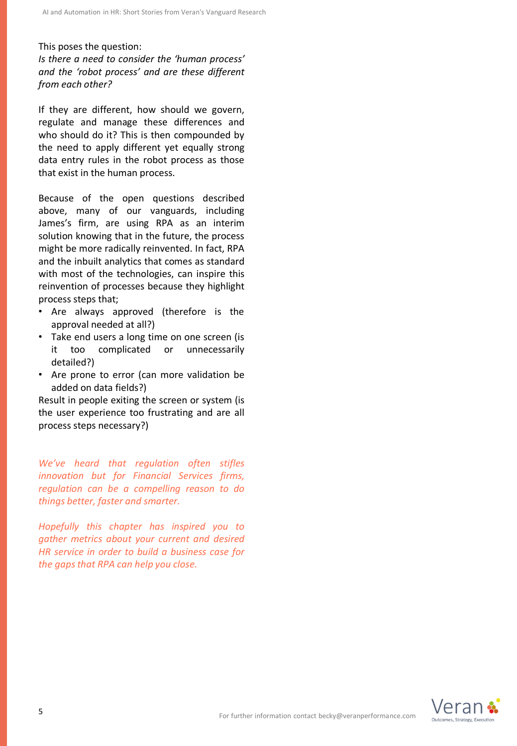This poses the question:
*Is there a need to consider the 'human process' and the 'robot process' and are these different from each other?*

If they are different, how should we govern, regulate and manage these differences and who should do it? This is then compounded by the need to apply different yet equally strong data entry rules in the robot process as those that exist in the human process.

Because of the open questions described above, many of our vanguards, including James's firm, are using RPA as an interim solution knowing that in the future, the process might be more radically reinvented. In fact, RPA and the inbuilt analytics that comes as standard with most of the technologies, can inspire this reinvention of processes because they highlight process steps that;

- Are always approved (therefore is the approval needed at all?)
- Take end users a long time on one screen (is it too complicated or unnecessarily detailed?)
- Are prone to error (can more validation be added on data fields?)

Result in people exiting the screen or system (is the user experience too frustrating and are all process steps necessary?)

*We've heard that regulation often stifles innovation but for Financial Services firms, regulation can be a compelling reason to do things better, faster and smarter.*

*Hopefully this chapter has inspired you to gather metrics about your current and desired HR service in order to build a business case for the gaps that RPA can help you close.*